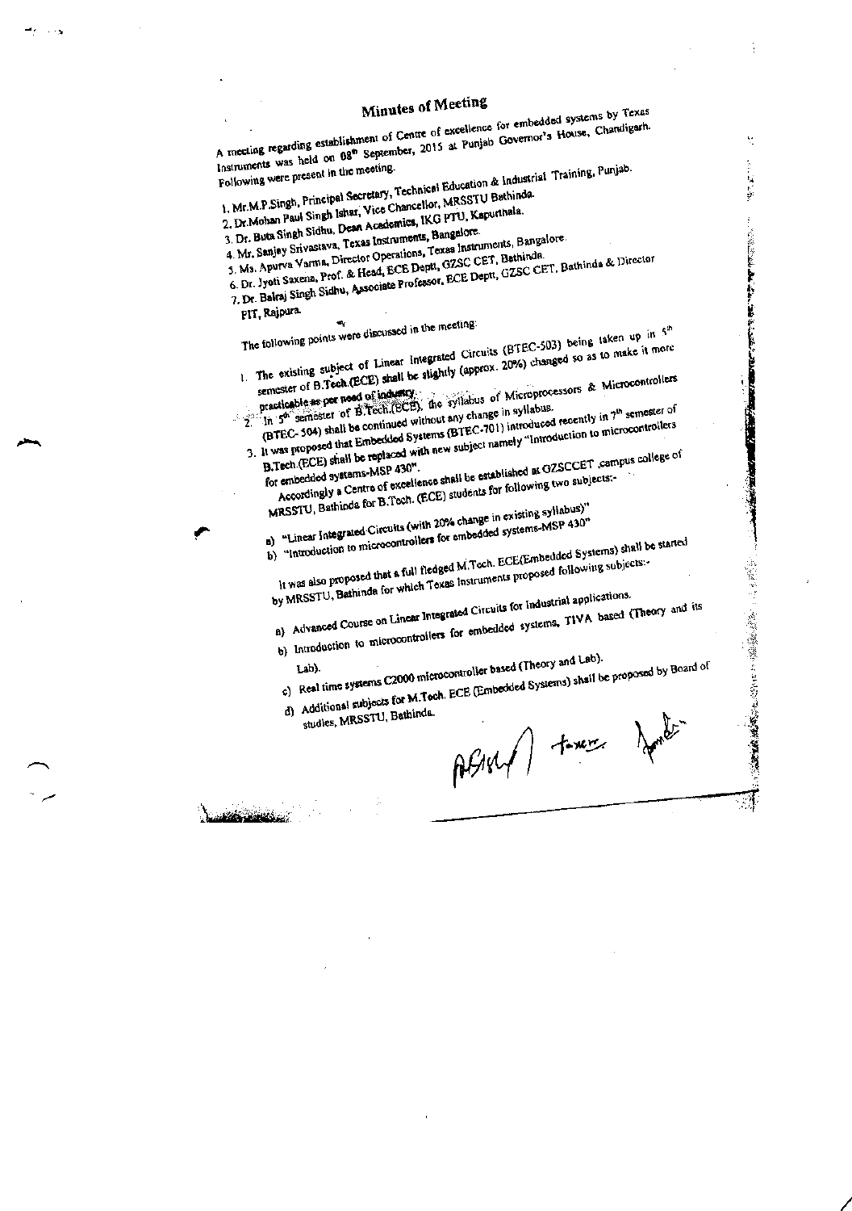# Minutes of Meeting

A meeting regarding establishment of Centre of excellence for embedded systems by Texas Instruments was held on 08th September, 2015 at Punjab Governor's House, Chandigarh. Following were present in the meeting.

1. Mr.M.P.Singh, Principal Secretary, Technical Education & Industrial Training, Punjab.
2. Dr.Mohan Paul Singh Ishar, Vice Chancellor, MRSSTU Bathinda.
3. Dr. Buta Singh Sidhu, Dean Academics, IKG PTU, Kapurthala.
4. Mr. Sanjay Srivastava, Texas Instruments, Bangalore.
5. Ms. Apurva Varma, Director Operations, Texas Instruments, Bangalore.
6. Dr. Jyoti Saxena, Prof. & Head, ECE Deptt, GZSC CET, Bathinda.
7. Dr. Balraj Singh Sidhu, Associate Professor, ECE Deptt, GZSC CET, Bathinda & Director PIT, Rajpura.

The following points were discussed in the meeting:

1. The existing subject of Linear Integrated Circuits (BTEC-503) being taken up in 5th semester of B.Tech.(ECE) shall be slightly (approx. 20%) changed so as to make it more practicable as per need of industry.
2. In 5th semester of B.Tech.(ECE), the syllabus of Microprocessors & Microcontrollers (BTEC- 504) shall be continued without any change in syllabus.
3. It was proposed that Embedded Systems (BTEC-701) introduced recently in 7th semester of B.Tech.(ECE) shall be replaced with new subject namely "Introduction to microcontrollers for embedded systems-MSP 430".

   Accordingly a Centre of excellence shall be established at GZSCCET ,campus college of MRSSTU, Bathinda for B.Tech. (ECE) students for following two subjects:-

   a) "Linear Integrated Circuits (with 20% change in existing syllabus)"
   b) "Introduction to microcontrollers for embedded systems-MSP 430"

   It was also proposed that a full fledged M.Tech. ECE(Embedded Systems) shall be started by MRSSTU, Bathinda for which Texas Instruments proposed following subjects:-

   a) Advanced Course on Linear Integrated Circuits for industrial applications.
   b) Introduction to microcontrollers for embedded systems, TIVA based (Theory and its Lab).
   c) Real time systems C2000 microcontroller based (Theory and Lab).
   d) Additional subjects for M.Tech. ECE (Embedded Systems) shall be proposed by Board of studies, MRSSTU, Bathinda.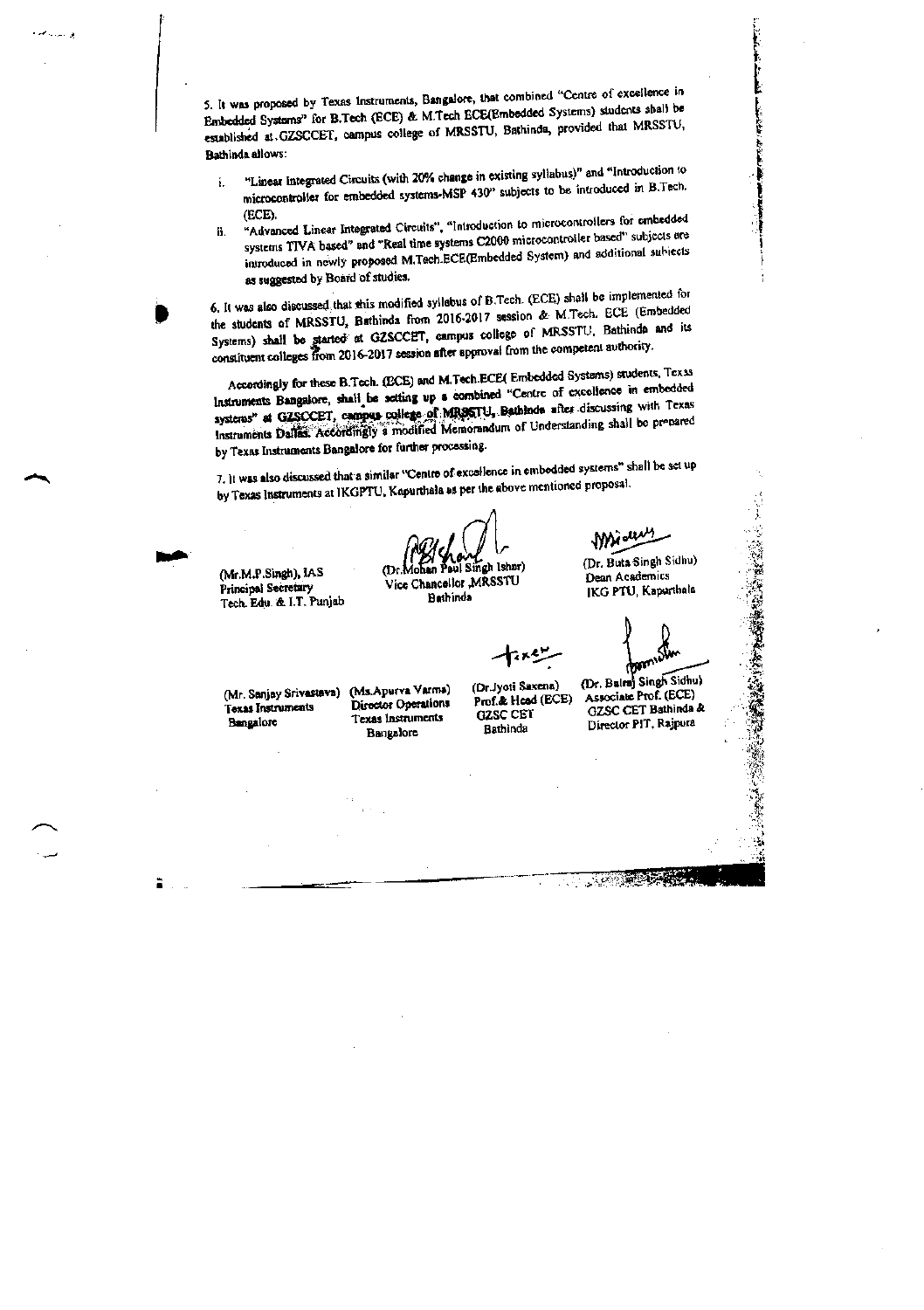5. It was proposed by Texas Instruments, Bangalore, that combined "Centre of excellence in Embedded Systems" for B.Tech (ECE) & M.Tech ECE(Embedded Systems) students shall be established at GZSCCET, campus college of MRSSTU, Bathinda, provided that MRSSTU, Bathinda allows:

i. "Linear Integrated Circuits (with 20% change in existing syllabus)" and "Introduction to microcontroller for embedded systems-MSP 430" subjects to be introduced in B.Tech. (ECE).

ii. "Advanced Linear Integrated Circuits", "Introduction to microcontrollers for embedded systems TIVA based" and "Real time systems C2000 microcontroller based" subjects are introduced in newly proposed M.Tech.ECE(Embedded System) and additional subjects as suggested by Board of studies.

6. It was also discussed that this modified syllabus of B.Tech. (ECE) shall be implemented for the students of MRSSTU, Bathinda from 2016-2017 session & M.Tech. ECE (Embedded Systems) shall be started at GZSCCET, campus college of MRSSTU, Bathinda and its constituent colleges from 2016-2017 session after approval from the competent authority.

Accordingly for these B.Tech. (ECE) and M.Tech.ECE( Embedded Systems) students, Texas Instruments Bangalore, shall be setting up a combined "Centre of excellence in embedded systems" at GZSCCET, campus college of MRSSTU, Bathinda after discussing with Texas Instruments Dallas. Accordingly a modified Memorandum of Understanding shall be prepared by Texas Instruments Bangalore for further processing.

7. It was also discussed that a similar "Centre of excellence in embedded systems" shall be set up by Texas Instruments at IKGPTU, Kapurthala as per the above mentioned proposal.

(Mr.M.P.Singh), IAS
Principal Secretary
Tech. Edu. & I.T. Punjab

(Dr.Mohan Paul Singh Ishar)
Vice Chancellor ,MRSSTU
Bathinda

(Dr. Buta Singh Sidhu)
Dean Academics
IKG PTU, Kapurthala

(Mr. Sanjay Srivastava)
Texas Instruments
Bangalore

(Ms.Apurva Varma)
Director Operations
Texas Instruments
Bangalore

(Dr.Jyoti Saxena)
Prof.& Head (ECE)
GZSC CET
Bathinda

(Dr. Balraj Singh Sidhu)
Associate Prof. (ECE)
GZSC CET Bathinda &
Director PIT, Rajpura